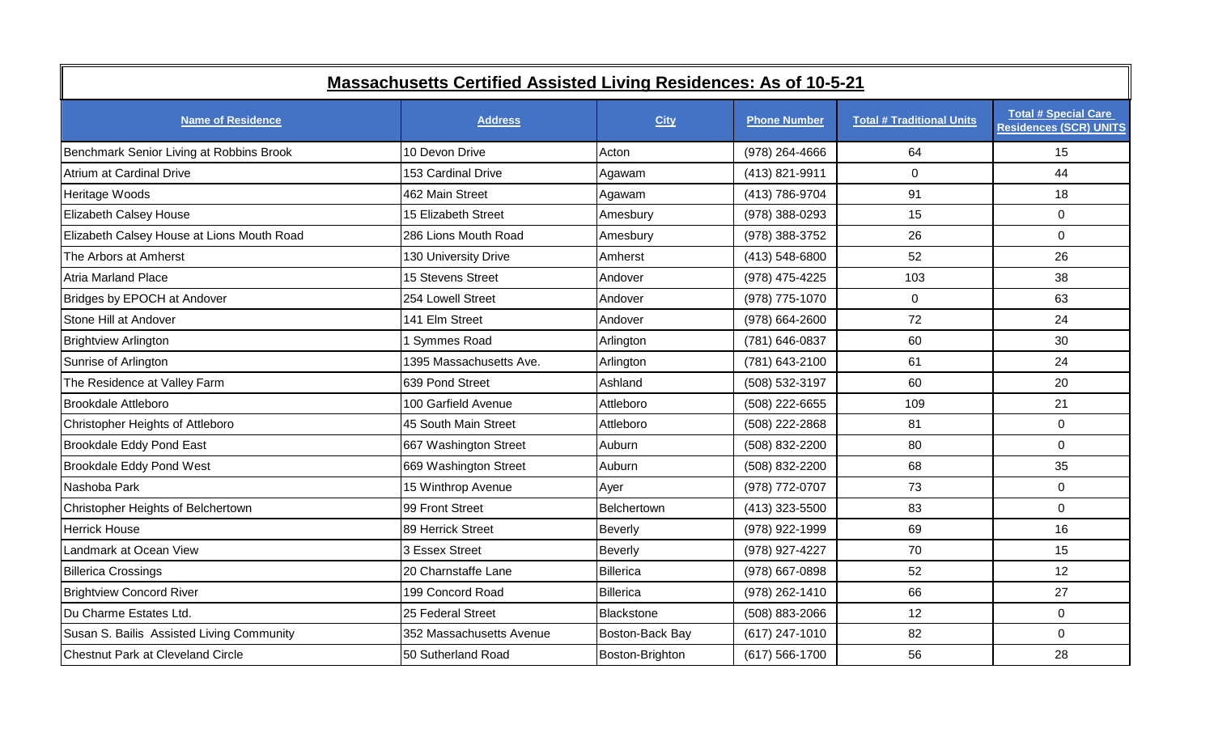# Massachusetts Certified Assisted Living Residences: As of 10-5-21

| Name of Residence | Address | City | Phone Number | Total # Traditional Units | Total # Special Care Residences (SCR) UNITS |
|---|---|---|---|---|---|
| Benchmark Senior Living at Robbins Brook | 10 Devon Drive | Acton | (978) 264-4666 | 64 | 15 |
| Atrium at Cardinal Drive | 153 Cardinal Drive | Agawam | (413) 821-9911 | 0 | 44 |
| Heritage Woods | 462 Main Street | Agawam | (413) 786-9704 | 91 | 18 |
| Elizabeth Calsey House | 15 Elizabeth Street | Amesbury | (978) 388-0293 | 15 | 0 |
| Elizabeth Calsey House at Lions Mouth Road | 286 Lions Mouth Road | Amesbury | (978) 388-3752 | 26 | 0 |
| The Arbors at Amherst | 130 University Drive | Amherst | (413) 548-6800 | 52 | 26 |
| Atria Marland Place | 15 Stevens Street | Andover | (978) 475-4225 | 103 | 38 |
| Bridges by EPOCH at Andover | 254 Lowell Street | Andover | (978) 775-1070 | 0 | 63 |
| Stone Hill at Andover | 141 Elm Street | Andover | (978) 664-2600 | 72 | 24 |
| Brightview Arlington | 1 Symmes Road | Arlington | (781) 646-0837 | 60 | 30 |
| Sunrise of Arlington | 1395 Massachusetts Ave. | Arlington | (781) 643-2100 | 61 | 24 |
| The Residence at Valley Farm | 639 Pond Street | Ashland | (508) 532-3197 | 60 | 20 |
| Brookdale Attleboro | 100 Garfield Avenue | Attleboro | (508) 222-6655 | 109 | 21 |
| Christopher Heights of Attleboro | 45 South Main Street | Attleboro | (508) 222-2868 | 81 | 0 |
| Brookdale Eddy Pond East | 667 Washington Street | Auburn | (508) 832-2200 | 80 | 0 |
| Brookdale Eddy Pond West | 669 Washington Street | Auburn | (508) 832-2200 | 68 | 35 |
| Nashoba Park | 15 Winthrop Avenue | Ayer | (978) 772-0707 | 73 | 0 |
| Christopher Heights of Belchertown | 99 Front Street | Belchertown | (413) 323-5500 | 83 | 0 |
| Herrick House | 89 Herrick Street | Beverly | (978) 922-1999 | 69 | 16 |
| Landmark at Ocean View | 3 Essex Street | Beverly | (978) 927-4227 | 70 | 15 |
| Billerica Crossings | 20 Charnstaffe Lane | Billerica | (978) 667-0898 | 52 | 12 |
| Brightview Concord River | 199 Concord Road | Billerica | (978) 262-1410 | 66 | 27 |
| Du Charme Estates Ltd. | 25 Federal Street | Blackstone | (508) 883-2066 | 12 | 0 |
| Susan S. Bailis Assisted Living Community | 352 Massachusetts Avenue | Boston-Back Bay | (617) 247-1010 | 82 | 0 |
| Chestnut Park at Cleveland Circle | 50 Sutherland Road | Boston-Brighton | (617) 566-1700 | 56 | 28 |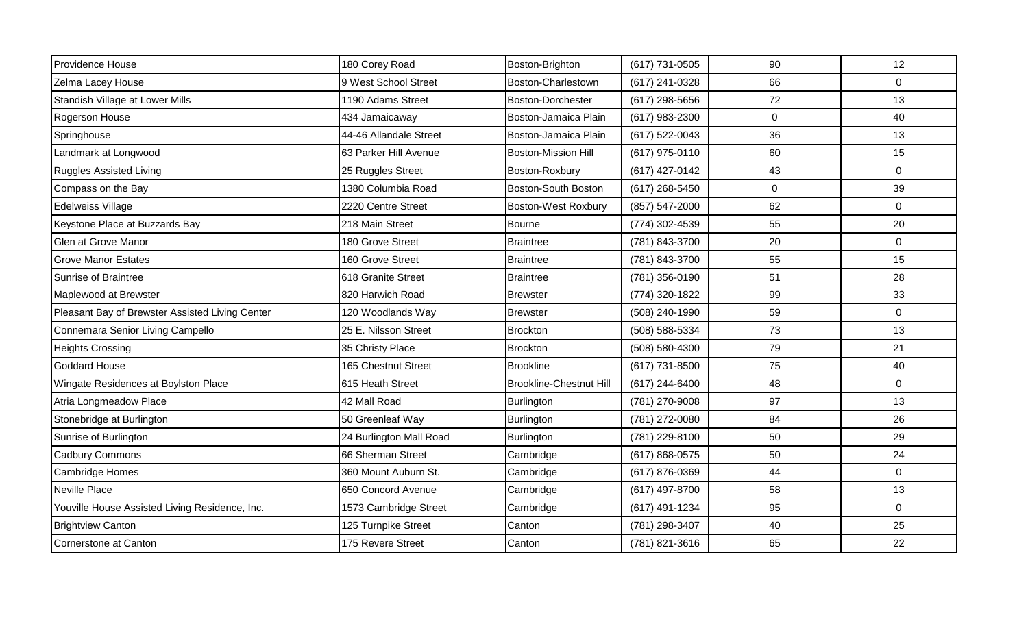| | | | | | |
|---|---|---|---|---|---|
| Providence House | 180 Corey Road | Boston-Brighton | (617) 731-0505 | 90 | 12 |
| Zelma Lacey House | 9 West School Street | Boston-Charlestown | (617) 241-0328 | 66 | 0 |
| Standish Village at Lower Mills | 1190 Adams Street | Boston-Dorchester | (617) 298-5656 | 72 | 13 |
| Rogerson House | 434 Jamaicaway | Boston-Jamaica Plain | (617) 983-2300 | 0 | 40 |
| Springhouse | 44-46 Allandale Street | Boston-Jamaica Plain | (617) 522-0043 | 36 | 13 |
| Landmark at Longwood | 63 Parker Hill Avenue | Boston-Mission Hill | (617) 975-0110 | 60 | 15 |
| Ruggles Assisted Living | 25 Ruggles Street | Boston-Roxbury | (617) 427-0142 | 43 | 0 |
| Compass on the Bay | 1380 Columbia Road | Boston-South Boston | (617) 268-5450 | 0 | 39 |
| Edelweiss Village | 2220 Centre Street | Boston-West Roxbury | (857) 547-2000 | 62 | 0 |
| Keystone Place at Buzzards Bay | 218 Main Street | Bourne | (774) 302-4539 | 55 | 20 |
| Glen at Grove Manor | 180 Grove Street | Braintree | (781) 843-3700 | 20 | 0 |
| Grove Manor Estates | 160 Grove Street | Braintree | (781) 843-3700 | 55 | 15 |
| Sunrise of Braintree | 618 Granite Street | Braintree | (781) 356-0190 | 51 | 28 |
| Maplewood at Brewster | 820 Harwich Road | Brewster | (774) 320-1822 | 99 | 33 |
| Pleasant Bay of Brewster Assisted Living Center | 120 Woodlands Way | Brewster | (508) 240-1990 | 59 | 0 |
| Connemara Senior Living Campello | 25 E. Nilsson Street | Brockton | (508) 588-5334 | 73 | 13 |
| Heights Crossing | 35 Christy Place | Brockton | (508) 580-4300 | 79 | 21 |
| Goddard House | 165 Chestnut Street | Brookline | (617) 731-8500 | 75 | 40 |
| Wingate Residences at Boylston Place | 615 Heath Street | Brookline-Chestnut Hill | (617) 244-6400 | 48 | 0 |
| Atria Longmeadow Place | 42 Mall Road | Burlington | (781) 270-9008 | 97 | 13 |
| Stonebridge at Burlington | 50 Greenleaf Way | Burlington | (781) 272-0080 | 84 | 26 |
| Sunrise of Burlington | 24 Burlington Mall Road | Burlington | (781) 229-8100 | 50 | 29 |
| Cadbury Commons | 66 Sherman Street | Cambridge | (617) 868-0575 | 50 | 24 |
| Cambridge Homes | 360 Mount Auburn St. | Cambridge | (617) 876-0369 | 44 | 0 |
| Neville Place | 650 Concord Avenue | Cambridge | (617) 497-8700 | 58 | 13 |
| Youville House Assisted Living Residence, Inc. | 1573 Cambridge Street | Cambridge | (617) 491-1234 | 95 | 0 |
| Brightview Canton | 125 Turnpike Street | Canton | (781) 298-3407 | 40 | 25 |
| Cornerstone at Canton | 175 Revere Street | Canton | (781) 821-3616 | 65 | 22 |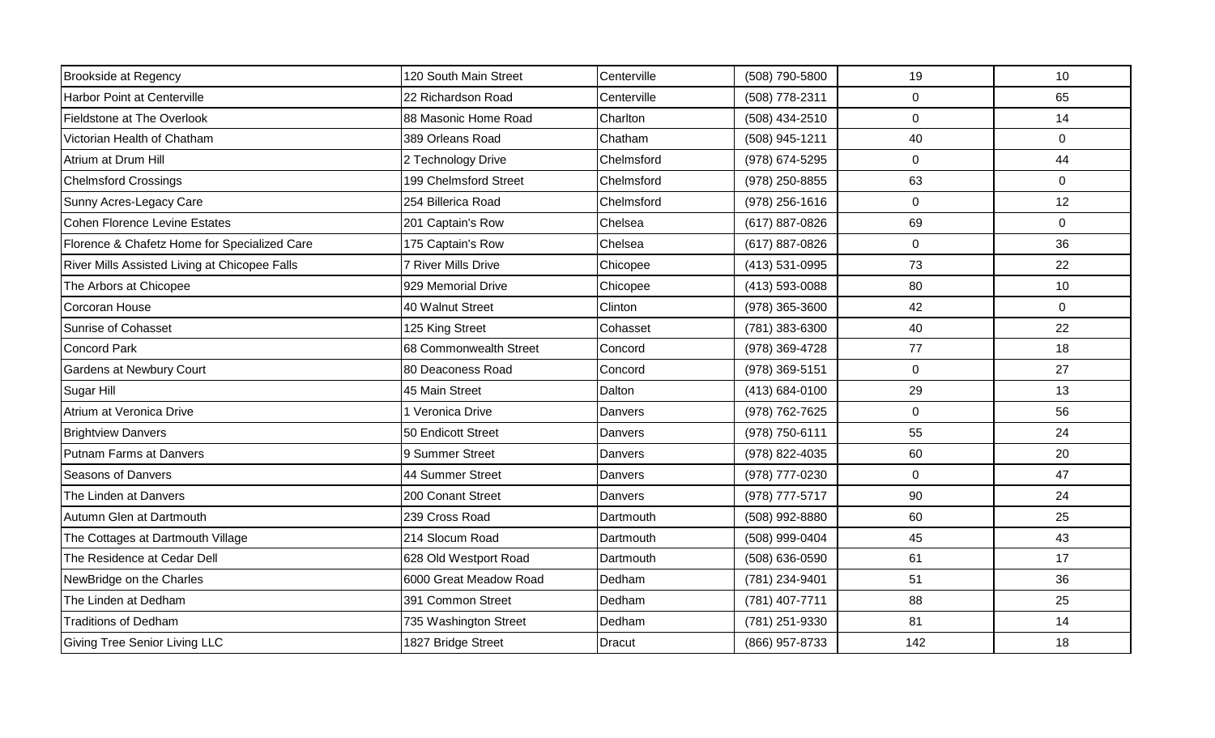| | | | | | |
|---|---|---|---|---|---|
| Brookside at Regency | 120 South Main Street | Centerville | (508) 790-5800 | 19 | 10 |
| Harbor Point at Centerville | 22 Richardson Road | Centerville | (508) 778-2311 | 0 | 65 |
| Fieldstone at The Overlook | 88 Masonic Home Road | Charlton | (508) 434-2510 | 0 | 14 |
| Victorian Health of Chatham | 389 Orleans Road | Chatham | (508) 945-1211 | 40 | 0 |
| Atrium at Drum Hill | 2 Technology Drive | Chelmsford | (978) 674-5295 | 0 | 44 |
| Chelmsford Crossings | 199 Chelmsford Street | Chelmsford | (978) 250-8855 | 63 | 0 |
| Sunny Acres-Legacy Care | 254 Billerica Road | Chelmsford | (978) 256-1616 | 0 | 12 |
| Cohen Florence Levine Estates | 201 Captain's Row | Chelsea | (617) 887-0826 | 69 | 0 |
| Florence & Chafetz Home for Specialized Care | 175 Captain's Row | Chelsea | (617) 887-0826 | 0 | 36 |
| River Mills Assisted Living at Chicopee Falls | 7 River Mills Drive | Chicopee | (413) 531-0995 | 73 | 22 |
| The Arbors at Chicopee | 929 Memorial Drive | Chicopee | (413) 593-0088 | 80 | 10 |
| Corcoran House | 40 Walnut Street | Clinton | (978) 365-3600 | 42 | 0 |
| Sunrise of Cohasset | 125 King Street | Cohasset | (781) 383-6300 | 40 | 22 |
| Concord Park | 68 Commonwealth Street | Concord | (978) 369-4728 | 77 | 18 |
| Gardens at Newbury Court | 80 Deaconess Road | Concord | (978) 369-5151 | 0 | 27 |
| Sugar Hill | 45 Main Street | Dalton | (413) 684-0100 | 29 | 13 |
| Atrium at Veronica Drive | 1 Veronica Drive | Danvers | (978) 762-7625 | 0 | 56 |
| Brightview Danvers | 50 Endicott Street | Danvers | (978) 750-6111 | 55 | 24 |
| Putnam Farms at Danvers | 9 Summer Street | Danvers | (978) 822-4035 | 60 | 20 |
| Seasons of Danvers | 44 Summer Street | Danvers | (978) 777-0230 | 0 | 47 |
| The Linden at Danvers | 200 Conant Street | Danvers | (978) 777-5717 | 90 | 24 |
| Autumn Glen at Dartmouth | 239 Cross Road | Dartmouth | (508) 992-8880 | 60 | 25 |
| The Cottages at Dartmouth Village | 214 Slocum Road | Dartmouth | (508) 999-0404 | 45 | 43 |
| The Residence at Cedar Dell | 628 Old Westport Road | Dartmouth | (508) 636-0590 | 61 | 17 |
| NewBridge on the Charles | 6000 Great Meadow Road | Dedham | (781) 234-9401 | 51 | 36 |
| The Linden at Dedham | 391 Common Street | Dedham | (781) 407-7711 | 88 | 25 |
| Traditions of Dedham | 735 Washington Street | Dedham | (781) 251-9330 | 81 | 14 |
| Giving Tree Senior Living LLC | 1827 Bridge Street | Dracut | (866) 957-8733 | 142 | 18 |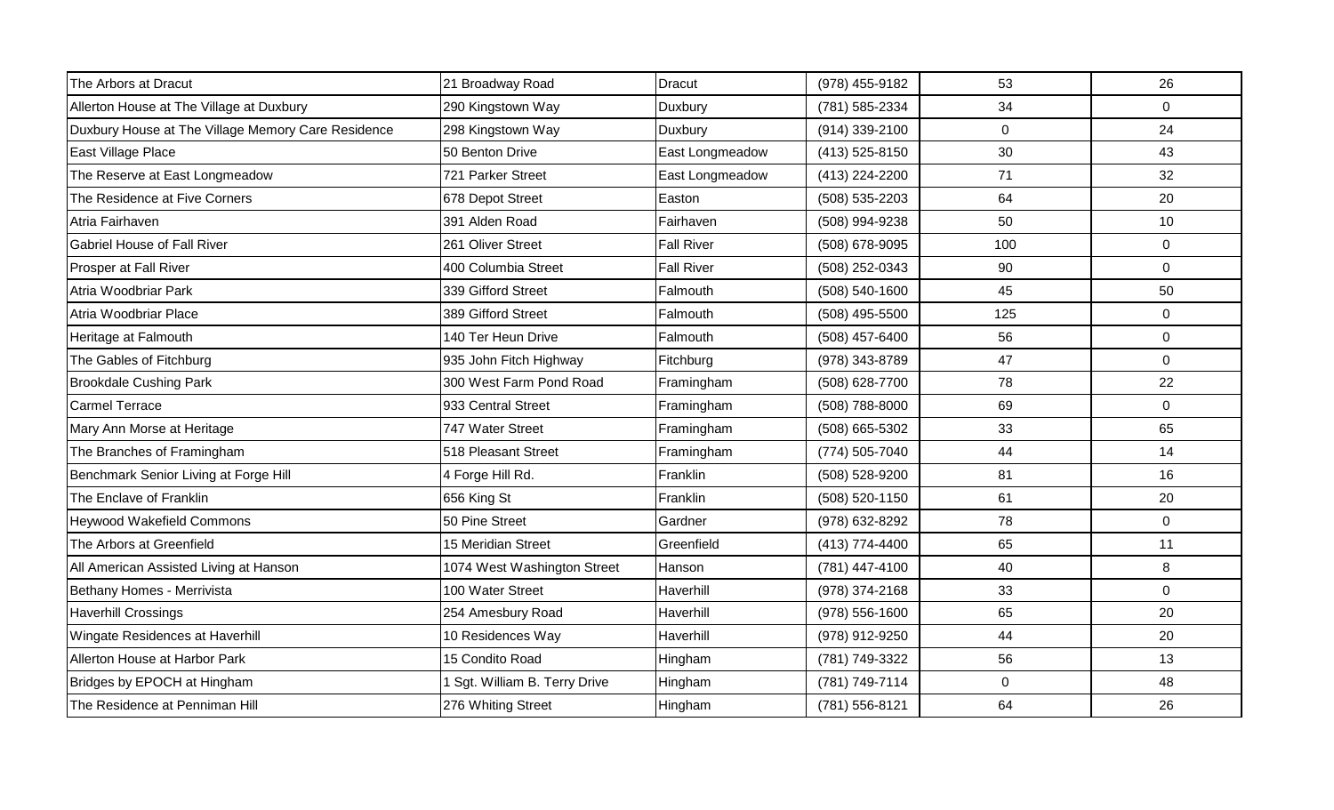| The Arbors at Dracut | 21 Broadway Road | Dracut | (978) 455-9182 | 53 | 26 |
| --- | --- | --- | --- | --- | --- |
| Allerton House at The Village at Duxbury | 290 Kingstown Way | Duxbury | (781) 585-2334 | 34 | 0 |
| Duxbury House at The Village Memory Care Residence | 298 Kingstown Way | Duxbury | (914) 339-2100 | 0 | 24 |
| East Village Place | 50 Benton Drive | East Longmeadow | (413) 525-8150 | 30 | 43 |
| The Reserve at East Longmeadow | 721 Parker Street | East Longmeadow | (413) 224-2200 | 71 | 32 |
| The Residence at Five Corners | 678 Depot Street | Easton | (508) 535-2203 | 64 | 20 |
| Atria Fairhaven | 391 Alden Road | Fairhaven | (508) 994-9238 | 50 | 10 |
| Gabriel House of Fall River | 261 Oliver Street | Fall River | (508) 678-9095 | 100 | 0 |
| Prosper at Fall River | 400 Columbia Street | Fall River | (508) 252-0343 | 90 | 0 |
| Atria Woodbriar Park | 339 Gifford Street | Falmouth | (508) 540-1600 | 45 | 50 |
| Atria Woodbriar Place | 389 Gifford Street | Falmouth | (508) 495-5500 | 125 | 0 |
| Heritage at Falmouth | 140 Ter Heun Drive | Falmouth | (508) 457-6400 | 56 | 0 |
| The Gables of Fitchburg | 935 John Fitch Highway | Fitchburg | (978) 343-8789 | 47 | 0 |
| Brookdale Cushing Park | 300 West Farm Pond Road | Framingham | (508) 628-7700 | 78 | 22 |
| Carmel Terrace | 933 Central Street | Framingham | (508) 788-8000 | 69 | 0 |
| Mary Ann Morse at Heritage | 747 Water Street | Framingham | (508) 665-5302 | 33 | 65 |
| The Branches of Framingham | 518 Pleasant Street | Framingham | (774) 505-7040 | 44 | 14 |
| Benchmark Senior Living at Forge Hill | 4 Forge Hill Rd. | Franklin | (508) 528-9200 | 81 | 16 |
| The Enclave of Franklin | 656 King St | Franklin | (508) 520-1150 | 61 | 20 |
| Heywood Wakefield Commons | 50 Pine Street | Gardner | (978) 632-8292 | 78 | 0 |
| The Arbors at Greenfield | 15 Meridian Street | Greenfield | (413) 774-4400 | 65 | 11 |
| All American Assisted Living at Hanson | 1074 West Washington Street | Hanson | (781) 447-4100 | 40 | 8 |
| Bethany Homes - Merrivista | 100 Water Street | Haverhill | (978) 374-2168 | 33 | 0 |
| Haverhill Crossings | 254 Amesbury Road | Haverhill | (978) 556-1600 | 65 | 20 |
| Wingate Residences at Haverhill | 10 Residences Way | Haverhill | (978) 912-9250 | 44 | 20 |
| Allerton House at Harbor Park | 15 Condito Road | Hingham | (781) 749-3322 | 56 | 13 |
| Bridges by EPOCH at Hingham | 1 Sgt. William B. Terry Drive | Hingham | (781) 749-7114 | 0 | 48 |
| The Residence at Penniman Hill | 276 Whiting Street | Hingham | (781) 556-8121 | 64 | 26 |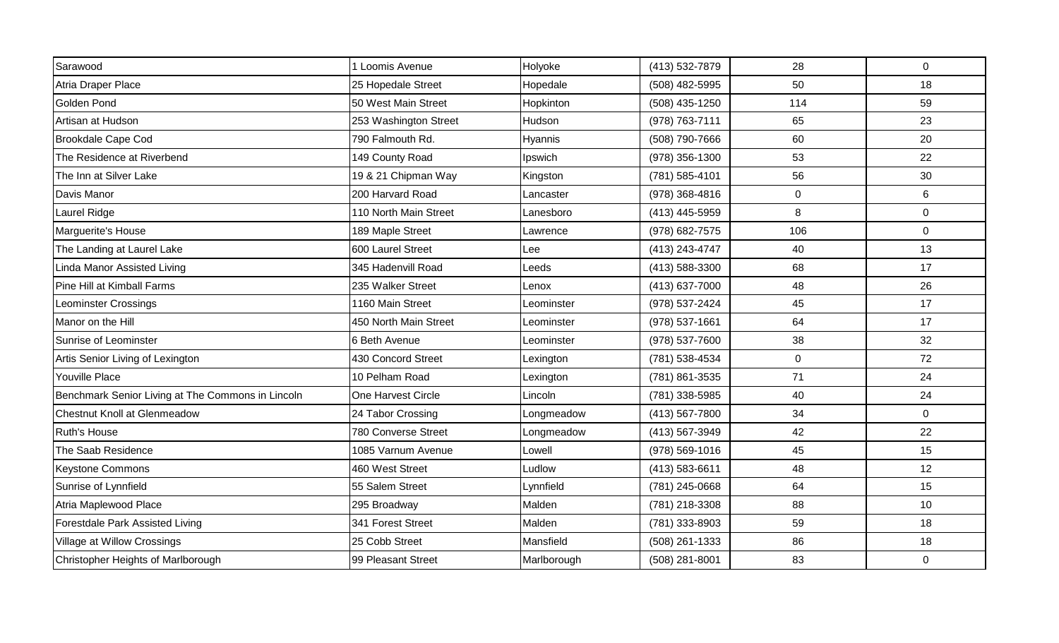| | | | | | |
|---|---|---|---|---|---|
| Sarawood | 1 Loomis Avenue | Holyoke | (413) 532-7879 | 28 | 0 |
| Atria Draper Place | 25 Hopedale Street | Hopedale | (508) 482-5995 | 50 | 18 |
| Golden Pond | 50 West Main Street | Hopkinton | (508) 435-1250 | 114 | 59 |
| Artisan at Hudson | 253 Washington Street | Hudson | (978) 763-7111 | 65 | 23 |
| Brookdale Cape Cod | 790 Falmouth Rd. | Hyannis | (508) 790-7666 | 60 | 20 |
| The Residence at Riverbend | 149 County Road | Ipswich | (978) 356-1300 | 53 | 22 |
| The Inn at Silver Lake | 19 & 21 Chipman Way | Kingston | (781) 585-4101 | 56 | 30 |
| Davis Manor | 200 Harvard Road | Lancaster | (978) 368-4816 | 0 | 6 |
| Laurel Ridge | 110 North Main Street | Lanesboro | (413) 445-5959 | 8 | 0 |
| Marguerite's House | 189 Maple Street | Lawrence | (978) 682-7575 | 106 | 0 |
| The Landing at Laurel Lake | 600 Laurel Street | Lee | (413) 243-4747 | 40 | 13 |
| Linda Manor Assisted Living | 345 Hadenvill Road | Leeds | (413) 588-3300 | 68 | 17 |
| Pine Hill at Kimball Farms | 235 Walker Street | Lenox | (413) 637-7000 | 48 | 26 |
| Leominster Crossings | 1160 Main Street | Leominster | (978) 537-2424 | 45 | 17 |
| Manor on the Hill | 450 North Main Street | Leominster | (978) 537-1661 | 64 | 17 |
| Sunrise of Leominster | 6 Beth Avenue | Leominster | (978) 537-7600 | 38 | 32 |
| Artis Senior Living of Lexington | 430 Concord Street | Lexington | (781) 538-4534 | 0 | 72 |
| Youville Place | 10 Pelham Road | Lexington | (781) 861-3535 | 71 | 24 |
| Benchmark Senior Living at The Commons in Lincoln | One Harvest Circle | Lincoln | (781) 338-5985 | 40 | 24 |
| Chestnut Knoll at Glenmeadow | 24 Tabor Crossing | Longmeadow | (413) 567-7800 | 34 | 0 |
| Ruth's House | 780 Converse Street | Longmeadow | (413) 567-3949 | 42 | 22 |
| The Saab Residence | 1085 Varnum Avenue | Lowell | (978) 569-1016 | 45 | 15 |
| Keystone Commons | 460 West Street | Ludlow | (413) 583-6611 | 48 | 12 |
| Sunrise of Lynnfield | 55 Salem Street | Lynnfield | (781) 245-0668 | 64 | 15 |
| Atria Maplewood Place | 295 Broadway | Malden | (781) 218-3308 | 88 | 10 |
| Forestdale Park Assisted Living | 341 Forest Street | Malden | (781) 333-8903 | 59 | 18 |
| Village at Willow Crossings | 25 Cobb Street | Mansfield | (508) 261-1333 | 86 | 18 |
| Christopher Heights of Marlborough | 99 Pleasant Street | Marlborough | (508) 281-8001 | 83 | 0 |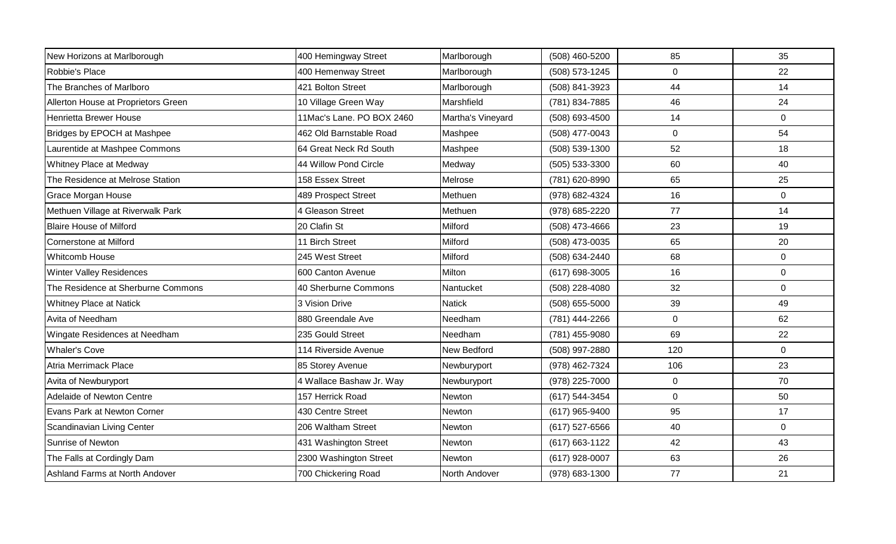| | | | | | |
|---|---|---|---|---|---|
| New Horizons at Marlborough | 400 Hemingway Street | Marlborough | (508) 460-5200 | 85 | 35 |
| Robbie's Place | 400 Hemenway Street | Marlborough | (508) 573-1245 | 0 | 22 |
| The Branches of Marlboro | 421 Bolton Street | Marlborough | (508) 841-3923 | 44 | 14 |
| Allerton House at Proprietors Green | 10 Village Green Way | Marshfield | (781) 834-7885 | 46 | 24 |
| Henrietta Brewer House | 11Mac's Lane. PO BOX 2460 | Martha's Vineyard | (508) 693-4500 | 14 | 0 |
| Bridges by EPOCH at Mashpee | 462 Old Barnstable Road | Mashpee | (508) 477-0043 | 0 | 54 |
| Laurentide at Mashpee Commons | 64 Great Neck Rd South | Mashpee | (508) 539-1300 | 52 | 18 |
| Whitney Place at Medway | 44 Willow Pond Circle | Medway | (505) 533-3300 | 60 | 40 |
| The Residence at Melrose Station | 158 Essex Street | Melrose | (781) 620-8990 | 65 | 25 |
| Grace Morgan House | 489 Prospect Street | Methuen | (978) 682-4324 | 16 | 0 |
| Methuen Village at Riverwalk Park | 4 Gleason Street | Methuen | (978) 685-2220 | 77 | 14 |
| Blaire House of Milford | 20 Clafin St | Milford | (508) 473-4666 | 23 | 19 |
| Cornerstone at Milford | 11 Birch Street | Milford | (508) 473-0035 | 65 | 20 |
| Whitcomb House | 245 West Street | Milford | (508) 634-2440 | 68 | 0 |
| Winter Valley Residences | 600 Canton Avenue | Milton | (617) 698-3005 | 16 | 0 |
| The Residence at Sherburne Commons | 40 Sherburne Commons | Nantucket | (508) 228-4080 | 32 | 0 |
| Whitney Place at Natick | 3 Vision Drive | Natick | (508) 655-5000 | 39 | 49 |
| Avita of Needham | 880 Greendale Ave | Needham | (781) 444-2266 | 0 | 62 |
| Wingate Residences at Needham | 235 Gould Street | Needham | (781) 455-9080 | 69 | 22 |
| Whaler's Cove | 114 Riverside Avenue | New Bedford | (508) 997-2880 | 120 | 0 |
| Atria Merrimack Place | 85 Storey Avenue | Newburyport | (978) 462-7324 | 106 | 23 |
| Avita of Newburyport | 4 Wallace Bashaw Jr. Way | Newburyport | (978) 225-7000 | 0 | 70 |
| Adelaide of Newton Centre | 157 Herrick Road | Newton | (617) 544-3454 | 0 | 50 |
| Evans Park at Newton Corner | 430 Centre Street | Newton | (617) 965-9400 | 95 | 17 |
| Scandinavian Living Center | 206 Waltham Street | Newton | (617) 527-6566 | 40 | 0 |
| Sunrise of Newton | 431 Washington Street | Newton | (617) 663-1122 | 42 | 43 |
| The Falls at Cordingly Dam | 2300 Washington Street | Newton | (617) 928-0007 | 63 | 26 |
| Ashland Farms at North Andover | 700 Chickering Road | North Andover | (978) 683-1300 | 77 | 21 |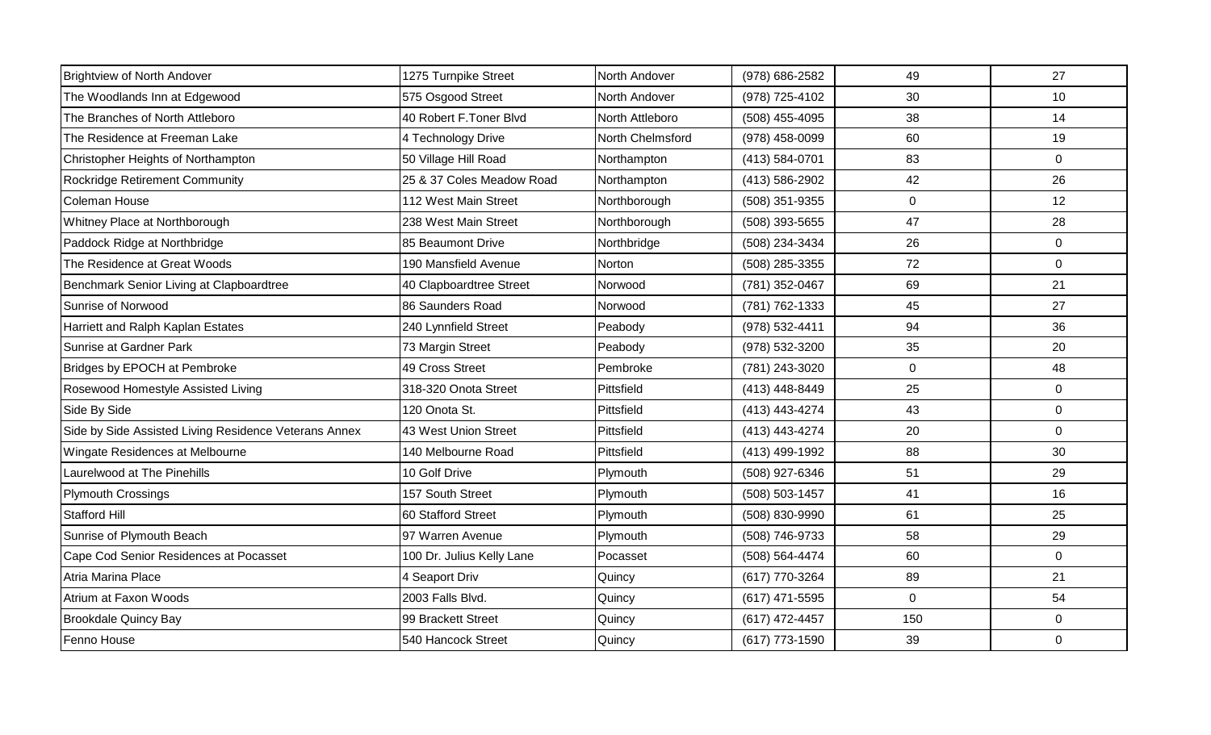| | | | | | |
|---|---|---|---|---|---|
| Brightview of North Andover | 1275 Turnpike Street | North Andover | (978) 686-2582 | 49 | 27 |
| The Woodlands Inn at Edgewood | 575 Osgood Street | North Andover | (978) 725-4102 | 30 | 10 |
| The Branches of North Attleboro | 40 Robert F.Toner Blvd | North Attleboro | (508) 455-4095 | 38 | 14 |
| The Residence at Freeman Lake | 4 Technology Drive | North Chelmsford | (978) 458-0099 | 60 | 19 |
| Christopher Heights of Northampton | 50 Village Hill Road | Northampton | (413) 584-0701 | 83 | 0 |
| Rockridge Retirement Community | 25 & 37 Coles Meadow Road | Northampton | (413) 586-2902 | 42 | 26 |
| Coleman House | 112 West Main Street | Northborough | (508) 351-9355 | 0 | 12 |
| Whitney Place at Northborough | 238 West Main Street | Northborough | (508) 393-5655 | 47 | 28 |
| Paddock Ridge at Northbridge | 85 Beaumont Drive | Northbridge | (508) 234-3434 | 26 | 0 |
| The Residence at Great Woods | 190 Mansfield Avenue | Norton | (508) 285-3355 | 72 | 0 |
| Benchmark Senior Living at Clapboardtree | 40 Clapboardtree Street | Norwood | (781) 352-0467 | 69 | 21 |
| Sunrise of Norwood | 86 Saunders Road | Norwood | (781) 762-1333 | 45 | 27 |
| Harriett and Ralph Kaplan Estates | 240 Lynnfield Street | Peabody | (978) 532-4411 | 94 | 36 |
| Sunrise at Gardner Park | 73 Margin Street | Peabody | (978) 532-3200 | 35 | 20 |
| Bridges by EPOCH at Pembroke | 49 Cross Street | Pembroke | (781) 243-3020 | 0 | 48 |
| Rosewood Homestyle Assisted Living | 318-320 Onota Street | Pittsfield | (413) 448-8449 | 25 | 0 |
| Side By Side | 120 Onota St. | Pittsfield | (413) 443-4274 | 43 | 0 |
| Side by Side Assisted Living Residence Veterans Annex | 43 West Union Street | Pittsfield | (413) 443-4274 | 20 | 0 |
| Wingate Residences at Melbourne | 140 Melbourne Road | Pittsfield | (413) 499-1992 | 88 | 30 |
| Laurelwood at The Pinehills | 10 Golf Drive | Plymouth | (508) 927-6346 | 51 | 29 |
| Plymouth Crossings | 157 South Street | Plymouth | (508) 503-1457 | 41 | 16 |
| Stafford Hill | 60 Stafford Street | Plymouth | (508) 830-9990 | 61 | 25 |
| Sunrise of Plymouth Beach | 97 Warren Avenue | Plymouth | (508) 746-9733 | 58 | 29 |
| Cape Cod Senior Residences at Pocasset | 100 Dr. Julius Kelly Lane | Pocasset | (508) 564-4474 | 60 | 0 |
| Atria Marina Place | 4 Seaport Driv | Quincy | (617) 770-3264 | 89 | 21 |
| Atrium at Faxon Woods | 2003 Falls Blvd. | Quincy | (617) 471-5595 | 0 | 54 |
| Brookdale Quincy Bay | 99 Brackett Street | Quincy | (617) 472-4457 | 150 | 0 |
| Fenno House | 540 Hancock Street | Quincy | (617) 773-1590 | 39 | 0 |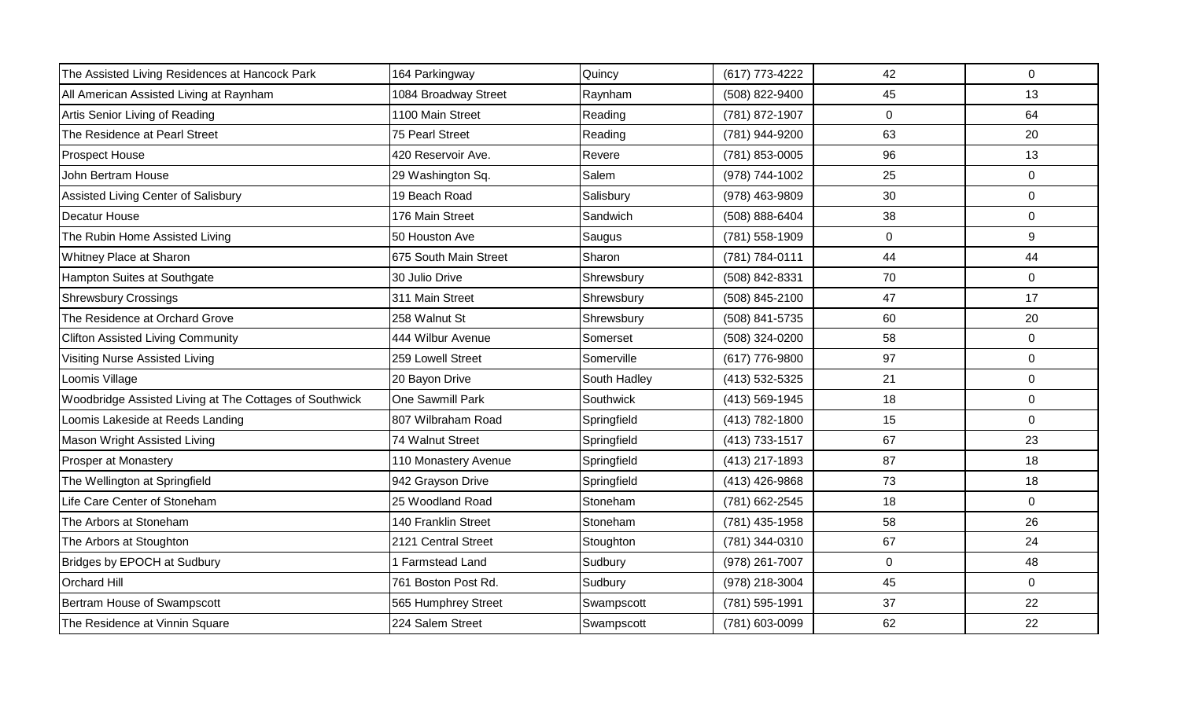| | | | | | |
|---|---|---|---|---|---|
| The Assisted Living Residences at Hancock Park | 164 Parkingway | Quincy | (617) 773-4222 | 42 | 0 |
| All American Assisted Living at Raynham | 1084 Broadway Street | Raynham | (508) 822-9400 | 45 | 13 |
| Artis Senior Living of Reading | 1100 Main Street | Reading | (781) 872-1907 | 0 | 64 |
| The Residence at Pearl Street | 75 Pearl Street | Reading | (781) 944-9200 | 63 | 20 |
| Prospect House | 420 Reservoir Ave. | Revere | (781) 853-0005 | 96 | 13 |
| John Bertram House | 29 Washington Sq. | Salem | (978) 744-1002 | 25 | 0 |
| Assisted Living Center of Salisbury | 19 Beach Road | Salisbury | (978) 463-9809 | 30 | 0 |
| Decatur House | 176 Main Street | Sandwich | (508) 888-6404 | 38 | 0 |
| The Rubin Home Assisted Living | 50 Houston Ave | Saugus | (781) 558-1909 | 0 | 9 |
| Whitney Place at Sharon | 675 South Main Street | Sharon | (781) 784-0111 | 44 | 44 |
| Hampton Suites at Southgate | 30 Julio Drive | Shrewsbury | (508) 842-8331 | 70 | 0 |
| Shrewsbury Crossings | 311 Main Street | Shrewsbury | (508) 845-2100 | 47 | 17 |
| The Residence at Orchard Grove | 258 Walnut St | Shrewsbury | (508) 841-5735 | 60 | 20 |
| Clifton Assisted Living Community | 444 Wilbur Avenue | Somerset | (508) 324-0200 | 58 | 0 |
| Visiting Nurse Assisted Living | 259 Lowell Street | Somerville | (617) 776-9800 | 97 | 0 |
| Loomis Village | 20 Bayon Drive | South Hadley | (413) 532-5325 | 21 | 0 |
| Woodbridge Assisted Living at The Cottages of Southwick | One Sawmill Park | Southwick | (413) 569-1945 | 18 | 0 |
| Loomis Lakeside at Reeds Landing | 807 Wilbraham Road | Springfield | (413) 782-1800 | 15 | 0 |
| Mason Wright Assisted Living | 74 Walnut Street | Springfield | (413) 733-1517 | 67 | 23 |
| Prosper at Monastery | 110 Monastery Avenue | Springfield | (413) 217-1893 | 87 | 18 |
| The Wellington at Springfield | 942 Grayson Drive | Springfield | (413) 426-9868 | 73 | 18 |
| Life Care Center of Stoneham | 25 Woodland Road | Stoneham | (781) 662-2545 | 18 | 0 |
| The Arbors at Stoneham | 140 Franklin Street | Stoneham | (781) 435-1958 | 58 | 26 |
| The Arbors at Stoughton | 2121 Central Street | Stoughton | (781) 344-0310 | 67 | 24 |
| Bridges by EPOCH at Sudbury | 1 Farmstead Land | Sudbury | (978) 261-7007 | 0 | 48 |
| Orchard Hill | 761 Boston Post Rd. | Sudbury | (978) 218-3004 | 45 | 0 |
| Bertram House of Swampscott | 565 Humphrey Street | Swampscott | (781) 595-1991 | 37 | 22 |
| The Residence at Vinnin Square | 224 Salem Street | Swampscott | (781) 603-0099 | 62 | 22 |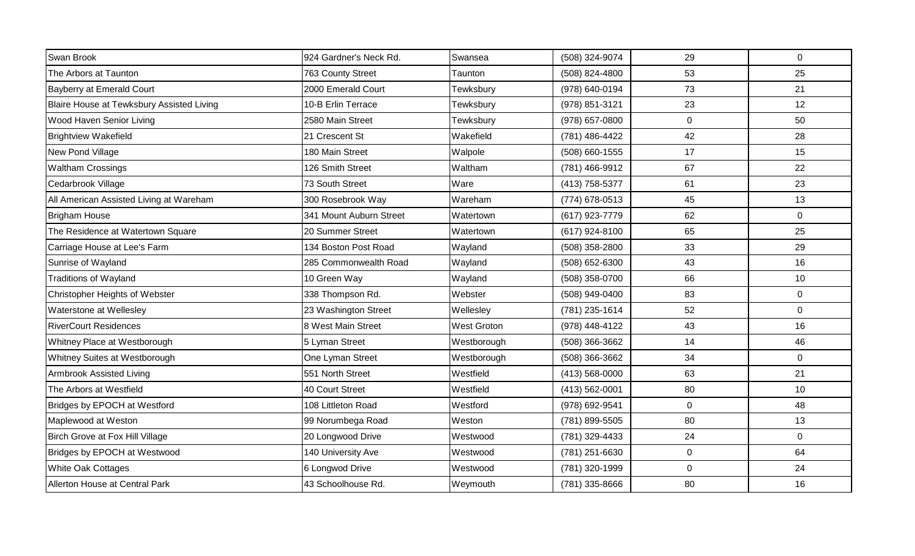| | | | | | |
|---|---|---|---|---|---|
| Swan Brook | 924 Gardner's Neck Rd. | Swansea | (508) 324-9074 | 29 | 0 |
| The Arbors at Taunton | 763 County Street | Taunton | (508) 824-4800 | 53 | 25 |
| Bayberry at Emerald Court | 2000 Emerald Court | Tewksbury | (978) 640-0194 | 73 | 21 |
| Blaire House at Tewksbury Assisted Living | 10-B Erlin Terrace | Tewksbury | (978) 851-3121 | 23 | 12 |
| Wood Haven Senior Living | 2580 Main Street | Tewksbury | (978) 657-0800 | 0 | 50 |
| Brightview Wakefield | 21 Crescent St | Wakefield | (781) 486-4422 | 42 | 28 |
| New Pond Village | 180 Main Street | Walpole | (508) 660-1555 | 17 | 15 |
| Waltham Crossings | 126 Smith Street | Waltham | (781) 466-9912 | 67 | 22 |
| Cedarbrook Village | 73 South Street | Ware | (413) 758-5377 | 61 | 23 |
| All American Assisted Living at Wareham | 300 Rosebrook Way | Wareham | (774) 678-0513 | 45 | 13 |
| Brigham House | 341 Mount Auburn Street | Watertown | (617) 923-7779 | 62 | 0 |
| The Residence at Watertown Square | 20 Summer Street | Watertown | (617) 924-8100 | 65 | 25 |
| Carriage House at Lee's Farm | 134 Boston Post Road | Wayland | (508) 358-2800 | 33 | 29 |
| Sunrise of Wayland | 285 Commonwealth Road | Wayland | (508) 652-6300 | 43 | 16 |
| Traditions of Wayland | 10 Green Way | Wayland | (508) 358-0700 | 66 | 10 |
| Christopher Heights of Webster | 338 Thompson Rd. | Webster | (508) 949-0400 | 83 | 0 |
| Waterstone at Wellesley | 23 Washington Street | Wellesley | (781) 235-1614 | 52 | 0 |
| RiverCourt Residences | 8 West Main Street | West Groton | (978) 448-4122 | 43 | 16 |
| Whitney Place at Westborough | 5 Lyman Street | Westborough | (508) 366-3662 | 14 | 46 |
| Whitney Suites at Westborough | One Lyman Street | Westborough | (508) 366-3662 | 34 | 0 |
| Armbrook Assisted Living | 551 North Street | Westfield | (413) 568-0000 | 63 | 21 |
| The Arbors at Westfield | 40 Court Street | Westfield | (413) 562-0001 | 80 | 10 |
| Bridges by EPOCH at Westford | 108 Littleton Road | Westford | (978) 692-9541 | 0 | 48 |
| Maplewood at Weston | 99 Norumbega Road | Weston | (781) 899-5505 | 80 | 13 |
| Birch Grove at Fox Hill Village | 20 Longwood Drive | Westwood | (781) 329-4433 | 24 | 0 |
| Bridges by EPOCH at Westwood | 140 University Ave | Westwood | (781) 251-6630 | 0 | 64 |
| White Oak Cottages | 6 Longwood Drive | Westwood | (781) 320-1999 | 0 | 24 |
| Allerton House at Central Park | 43 Schoolhouse Rd. | Weymouth | (781) 335-8666 | 80 | 16 |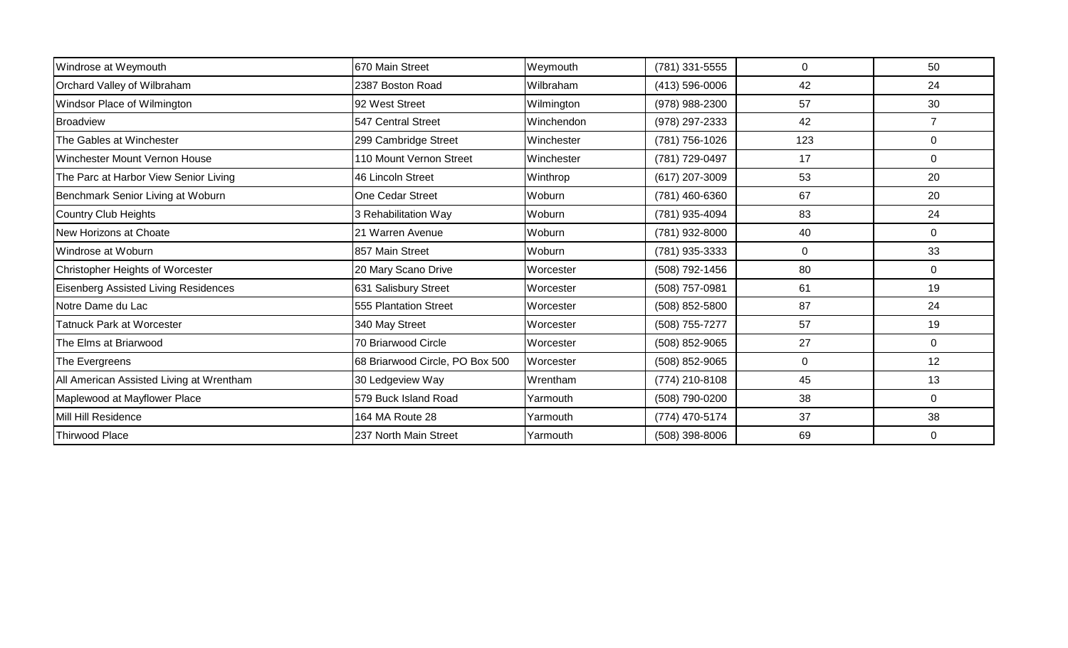| | | | | | |
|---|---|---|---|---|---|
| Windrose at Weymouth | 670 Main Street | Weymouth | (781) 331-5555 | 0 | 50 |
| Orchard Valley of Wilbraham | 2387 Boston Road | Wilbraham | (413) 596-0006 | 42 | 24 |
| Windsor Place of Wilmington | 92 West Street | Wilmington | (978) 988-2300 | 57 | 30 |
| Broadview | 547 Central Street | Winchendon | (978) 297-2333 | 42 | 7 |
| The Gables at Winchester | 299 Cambridge Street | Winchester | (781) 756-1026 | 123 | 0 |
| Winchester Mount Vernon House | 110 Mount Vernon Street | Winchester | (781) 729-0497 | 17 | 0 |
| The Parc at Harbor View Senior Living | 46 Lincoln Street | Winthrop | (617) 207-3009 | 53 | 20 |
| Benchmark Senior Living at Woburn | One Cedar Street | Woburn | (781) 460-6360 | 67 | 20 |
| Country Club Heights | 3 Rehabilitation Way | Woburn | (781) 935-4094 | 83 | 24 |
| New Horizons at Choate | 21 Warren Avenue | Woburn | (781) 932-8000 | 40 | 0 |
| Windrose at Woburn | 857 Main Street | Woburn | (781) 935-3333 | 0 | 33 |
| Christopher Heights of Worcester | 20 Mary Scano Drive | Worcester | (508) 792-1456 | 80 | 0 |
| Eisenberg Assisted Living Residences | 631 Salisbury Street | Worcester | (508) 757-0981 | 61 | 19 |
| Notre Dame du Lac | 555 Plantation Street | Worcester | (508) 852-5800 | 87 | 24 |
| Tatnuck Park at Worcester | 340 May Street | Worcester | (508) 755-7277 | 57 | 19 |
| The Elms at Briarwood | 70 Briarwood Circle | Worcester | (508) 852-9065 | 27 | 0 |
| The Evergreens | 68 Briarwood Circle, PO Box 500 | Worcester | (508) 852-9065 | 0 | 12 |
| All American Assisted Living at Wrentham | 30 Ledgeview Way | Wrentham | (774) 210-8108 | 45 | 13 |
| Maplewood at Mayflower Place | 579 Buck Island Road | Yarmouth | (508) 790-0200 | 38 | 0 |
| Mill Hill Residence | 164 MA Route 28 | Yarmouth | (774) 470-5174 | 37 | 38 |
| Thirwood Place | 237 North Main Street | Yarmouth | (508) 398-8006 | 69 | 0 |